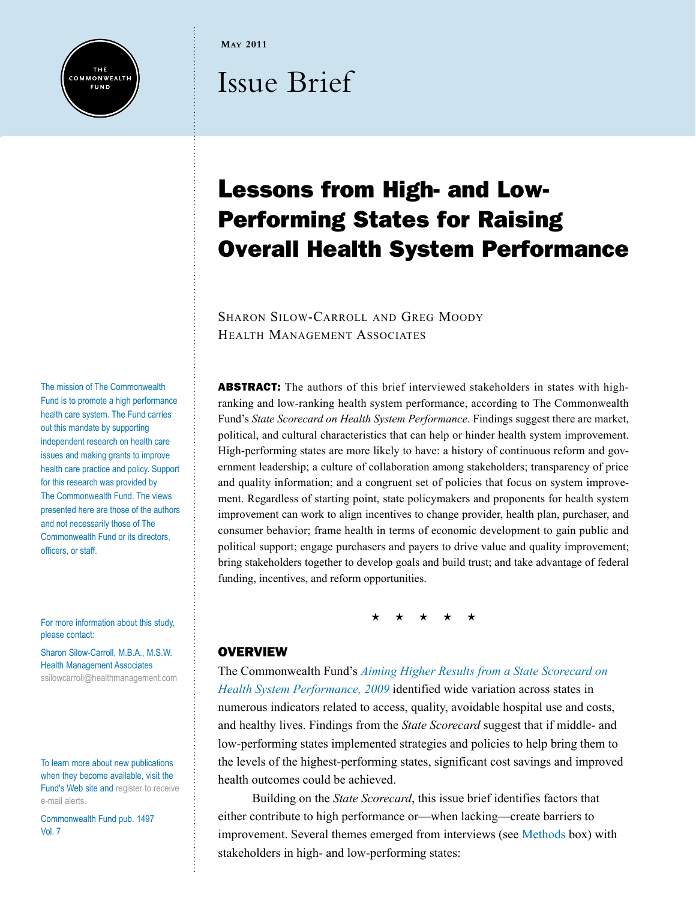May 2011

Issue Brief

# Lessons from High- and Low-Performing States for Raising Overall Health System Performance

Sharon Silow-Carroll and Greg Moody
Health Management Associates

The mission of The Commonwealth Fund is to promote a high performance health care system. The Fund carries out this mandate by supporting independent research on health care issues and making grants to improve health care practice and policy. Support for this research was provided by The Commonwealth Fund. The views presented here are those of the authors and not necessarily those of The Commonwealth Fund or its directors, officers, or staff.

For more information about this study, please contact:

Sharon Silow-Carroll, M.B.A., M.S.W.
Health Management Associates
ssilowcarroll@healthmanagement.com

To learn more about new publications when they become available, visit the Fund's Web site and register to receive e-mail alerts.

Commonwealth Fund pub. 1497
Vol. 7

**ABSTRACT:** The authors of this brief interviewed stakeholders in states with high-ranking and low-ranking health system performance, according to The Commonwealth Fund's *State Scorecard on Health System Performance*. Findings suggest there are market, political, and cultural characteristics that can help or hinder health system improvement. High-performing states are more likely to have: a history of continuous reform and government leadership; a culture of collaboration among stakeholders; transparency of price and quality information; and a congruent set of policies that focus on system improvement. Regardless of starting point, state policymakers and proponents for health system improvement can work to align incentives to change provider, health plan, purchaser, and consumer behavior; frame health in terms of economic development to gain public and political support; engage purchasers and payers to drive value and quality improvement; bring stakeholders together to develop goals and build trust; and take advantage of federal funding, incentives, and reform opportunities.

★ ★ ★ ★ ★

## OVERVIEW

The Commonwealth Fund's *Aiming Higher Results from a State Scorecard on Health System Performance, 2009* identified wide variation across states in numerous indicators related to access, quality, avoidable hospital use and costs, and healthy lives. Findings from the *State Scorecard* suggest that if middle- and low-performing states implemented strategies and policies to help bring them to the levels of the highest-performing states, significant cost savings and improved health outcomes could be achieved.

Building on the *State Scorecard*, this issue brief identifies factors that either contribute to high performance or—when lacking—create barriers to improvement. Several themes emerged from interviews (see Methods box) with stakeholders in high- and low-performing states: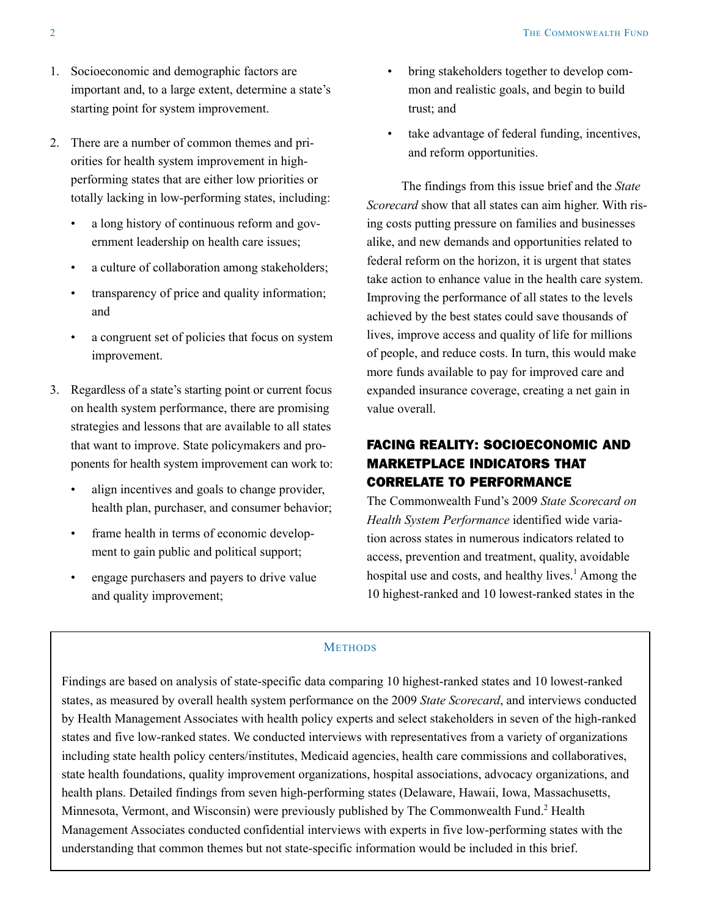1. Socioeconomic and demographic factors are important and, to a large extent, determine a state's starting point for system improvement.

2. There are a number of common themes and priorities for health system improvement in high-performing states that are either low priorities or totally lacking in low-performing states, including:

   - a long history of continuous reform and government leadership on health care issues;
   - a culture of collaboration among stakeholders;
   - transparency of price and quality information; and
   - a congruent set of policies that focus on system improvement.

3. Regardless of a state's starting point or current focus on health system performance, there are promising strategies and lessons that are available to all states that want to improve. State policymakers and proponents for health system improvement can work to:

   - align incentives and goals to change provider, health plan, purchaser, and consumer behavior;
   - frame health in terms of economic development to gain public and political support;
   - engage purchasers and payers to drive value and quality improvement;
   - bring stakeholders together to develop common and realistic goals, and begin to build trust; and
   - take advantage of federal funding, incentives, and reform opportunities.

The findings from this issue brief and the *State Scorecard* show that all states can aim higher. With rising costs putting pressure on families and businesses alike, and new demands and opportunities related to federal reform on the horizon, it is urgent that states take action to enhance value in the health care system. Improving the performance of all states to the levels achieved by the best states could save thousands of lives, improve access and quality of life for millions of people, and reduce costs. In turn, this would make more funds available to pay for improved care and expanded insurance coverage, creating a net gain in value overall.

## FACING REALITY: SOCIOECONOMIC AND MARKETPLACE INDICATORS THAT CORRELATE TO PERFORMANCE

The Commonwealth Fund's 2009 *State Scorecard on Health System Performance* identified wide variation across states in numerous indicators related to access, prevention and treatment, quality, avoidable hospital use and costs, and healthy lives.[1] Among the 10 highest-ranked and 10 lowest-ranked states in the

### Methods

Findings are based on analysis of state-specific data comparing 10 highest-ranked states and 10 lowest-ranked states, as measured by overall health system performance on the 2009 *State Scorecard*, and interviews conducted by Health Management Associates with health policy experts and select stakeholders in seven of the high-ranked states and five low-ranked states. We conducted interviews with representatives from a variety of organizations including state health policy centers/institutes, Medicaid agencies, health care commissions and collaboratives, state health foundations, quality improvement organizations, hospital associations, advocacy organizations, and health plans. Detailed findings from seven high-performing states (Delaware, Hawaii, Iowa, Massachusetts, Minnesota, Vermont, and Wisconsin) were previously published by The Commonwealth Fund.[2] Health Management Associates conducted confidential interviews with experts in five low-performing states with the understanding that common themes but not state-specific information would be included in this brief.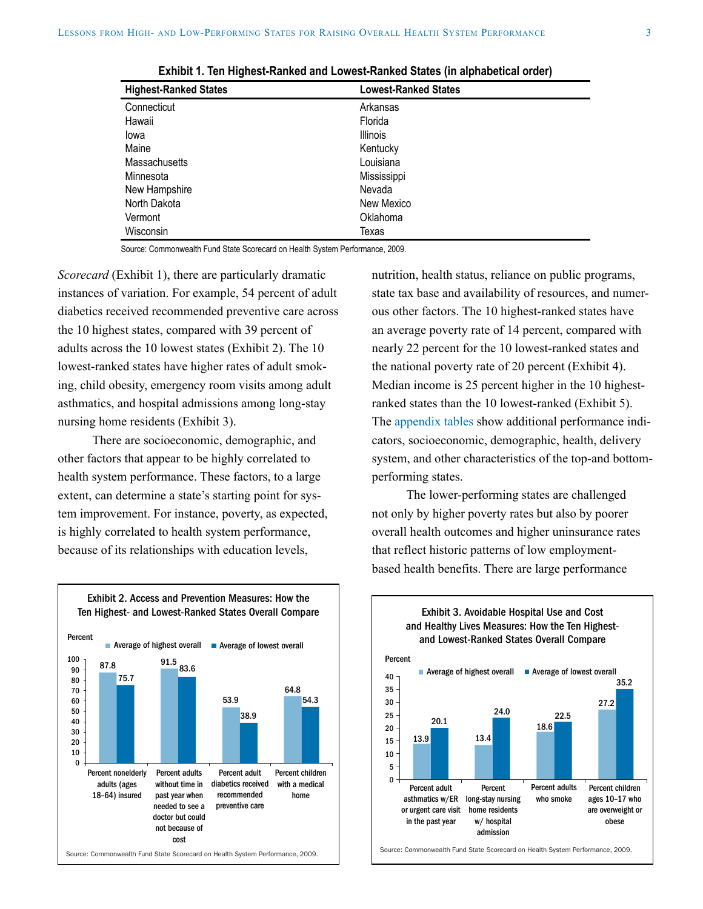**Exhibit 1. Ten Highest-Ranked and Lowest-Ranked States (in alphabetical order)**

| Highest-Ranked States | Lowest-Ranked States |
|---|---|
| Connecticut | Arkansas |
| Hawaii | Florida |
| Iowa | Illinois |
| Maine | Kentucky |
| Massachusetts | Louisiana |
| Minnesota | Mississippi |
| New Hampshire | Nevada |
| North Dakota | New Mexico |
| Vermont | Oklahoma |
| Wisconsin | Texas |

Source: Commonwealth Fund State Scorecard on Health System Performance, 2009.

*Scorecard* (Exhibit 1), there are particularly dramatic instances of variation. For example, 54 percent of adult diabetics received recommended preventive care across the 10 highest states, compared with 39 percent of adults across the 10 lowest states (Exhibit 2). The 10 lowest-ranked states have higher rates of adult smoking, child obesity, emergency room visits among adult asthmatics, and hospital admissions among long-stay nursing home residents (Exhibit 3).

There are socioeconomic, demographic, and other factors that appear to be highly correlated to health system performance. These factors, to a large extent, can determine a state's starting point for system improvement. For instance, poverty, as expected, is highly correlated to health system performance, because of its relationships with education levels, nutrition, health status, reliance on public programs, state tax base and availability of resources, and numerous other factors. The 10 highest-ranked states have an average poverty rate of 14 percent, compared with nearly 22 percent for the 10 lowest-ranked states and the national poverty rate of 20 percent (Exhibit 4). Median income is 25 percent higher in the 10 highest-ranked states than the 10 lowest-ranked (Exhibit 5). The appendix tables show additional performance indicators, socioeconomic, demographic, health, delivery system, and other characteristics of the top-and bottom-performing states.

The lower-performing states are challenged not only by higher poverty rates but also by poorer overall health outcomes and higher uninsurance rates that reflect historic patterns of low employment-based health benefits. There are large performance

**Exhibit 2. Access and Prevention Measures: How the Ten Highest- and Lowest-Ranked States Overall Compare**

| Measure (Percent) | Average of highest overall | Average of lowest overall |
|---|---|---|
| Percent nonelderly adults (ages 18–64) insured | 87.8 | 75.7 |
| Percent adults without time in past year when needed to see a doctor but could not because of cost | 91.5 | 83.6 |
| Percent adult diabetics received recommended preventive care | 53.9 | 38.9 |
| Percent children with a medical home | 64.8 | 54.3 |

Source: Commonwealth Fund State Scorecard on Health System Performance, 2009.

**Exhibit 3. Avoidable Hospital Use and Cost and Healthy Lives Measures: How the Ten Highest- and Lowest-Ranked States Overall Compare**

| Measure (Percent) | Average of highest overall | Average of lowest overall |
|---|---|---|
| Percent adult asthmatics w/ER or urgent care visit in the past year | 13.9 | 20.1 |
| Percent long-stay nursing home residents w/ hospital admission | 13.4 | 24.0 |
| Percent adults who smoke | 18.6 | 22.5 |
| Percent children ages 10–17 who are overweight or obese | 27.2 | 35.2 |

Source: Commonwealth Fund State Scorecard on Health System Performance, 2009.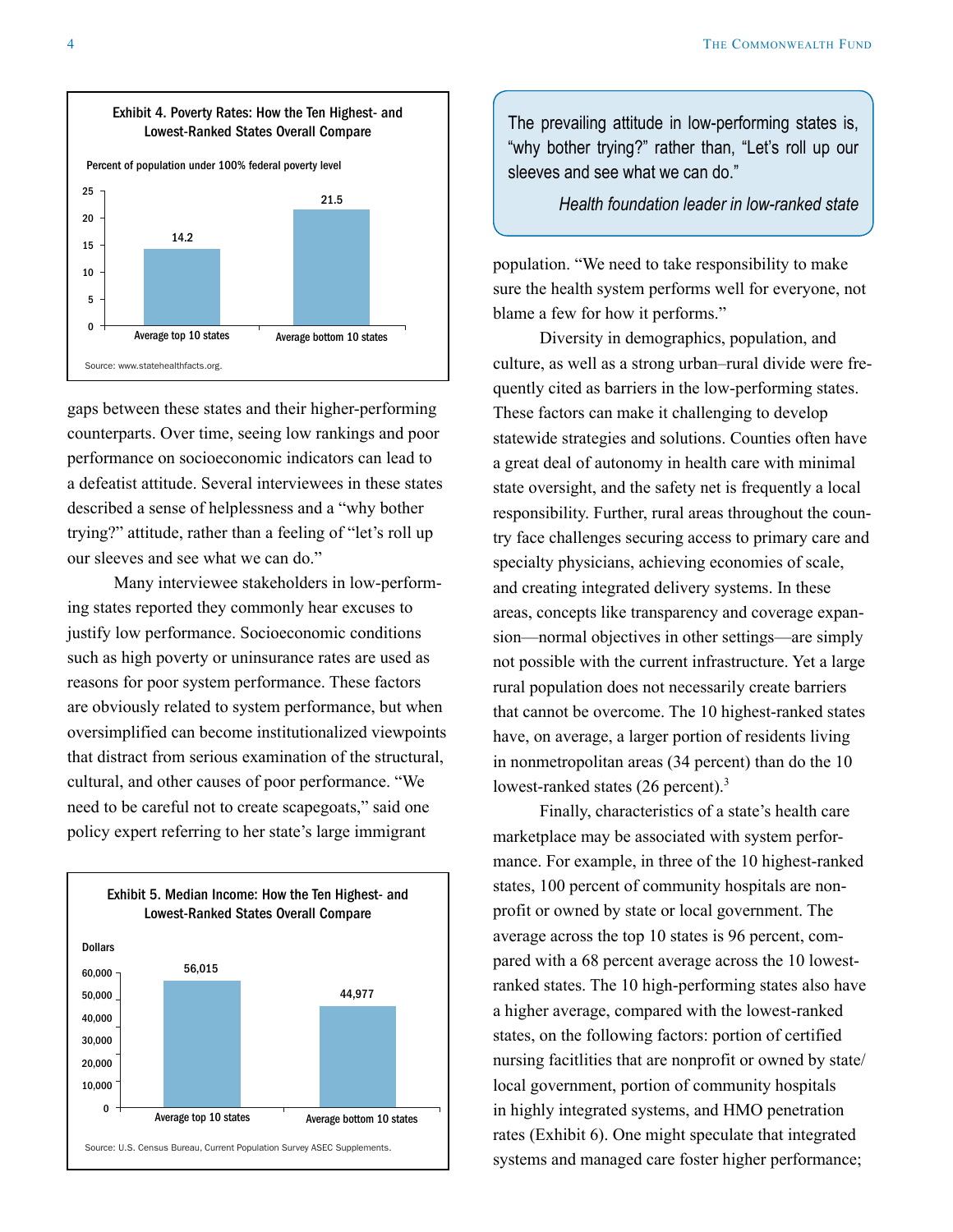**Exhibit 4. Poverty Rates: How the Ten Highest- and Lowest-Ranked States Overall Compare**

Percent of population under 100% federal poverty level

| | Average top 10 states | Average bottom 10 states |
|---|---|---|
| Percent | 14.2 | 21.5 |

Source: www.statehealthfacts.org.

gaps between these states and their higher-performing counterparts. Over time, seeing low rankings and poor performance on socioeconomic indicators can lead to a defeatist attitude. Several interviewees in these states described a sense of helplessness and a "why bother trying?" attitude, rather than a feeling of "let's roll up our sleeves and see what we can do."

Many interviewee stakeholders in low-performing states reported they commonly hear excuses to justify low performance. Socioeconomic conditions such as high poverty or uninsurance rates are used as reasons for poor system performance. These factors are obviously related to system performance, but when oversimplified can become institutionalized viewpoints that distract from serious examination of the structural, cultural, and other causes of poor performance. "We need to be careful not to create scapegoats," said one policy expert referring to her state's large immigrant population. "We need to take responsibility to make sure the health system performs well for everyone, not blame a few for how it performs."

> The prevailing attitude in low-performing states is, "why bother trying?" rather than, "Let's roll up our sleeves and see what we can do."
>
> *Health foundation leader in low-ranked state*

**Exhibit 5. Median Income: How the Ten Highest- and Lowest-Ranked States Overall Compare**

Dollars

| | Average top 10 states | Average bottom 10 states |
|---|---|---|
| Dollars | 56,015 | 44,977 |

Source: U.S. Census Bureau, Current Population Survey ASEC Supplements.

Diversity in demographics, population, and culture, as well as a strong urban–rural divide were frequently cited as barriers in the low-performing states. These factors can make it challenging to develop statewide strategies and solutions. Counties often have a great deal of autonomy in health care with minimal state oversight, and the safety net is frequently a local responsibility. Further, rural areas throughout the country face challenges securing access to primary care and specialty physicians, achieving economies of scale, and creating integrated delivery systems. In these areas, concepts like transparency and coverage expansion—normal objectives in other settings—are simply not possible with the current infrastructure. Yet a large rural population does not necessarily create barriers that cannot be overcome. The 10 highest-ranked states have, on average, a larger portion of residents living in nonmetropolitan areas (34 percent) than do the 10 lowest-ranked states (26 percent).[3]

Finally, characteristics of a state's health care marketplace may be associated with system performance. For example, in three of the 10 highest-ranked states, 100 percent of community hospitals are nonprofit or owned by state or local government. The average across the top 10 states is 96 percent, compared with a 68 percent average across the 10 lowest-ranked states. The 10 high-performing states also have a higher average, compared with the lowest-ranked states, on the following factors: portion of certified nursing facitlities that are nonprofit or owned by state/local government, portion of community hospitals in highly integrated systems, and HMO penetration rates (Exhibit 6). One might speculate that integrated systems and managed care foster higher performance;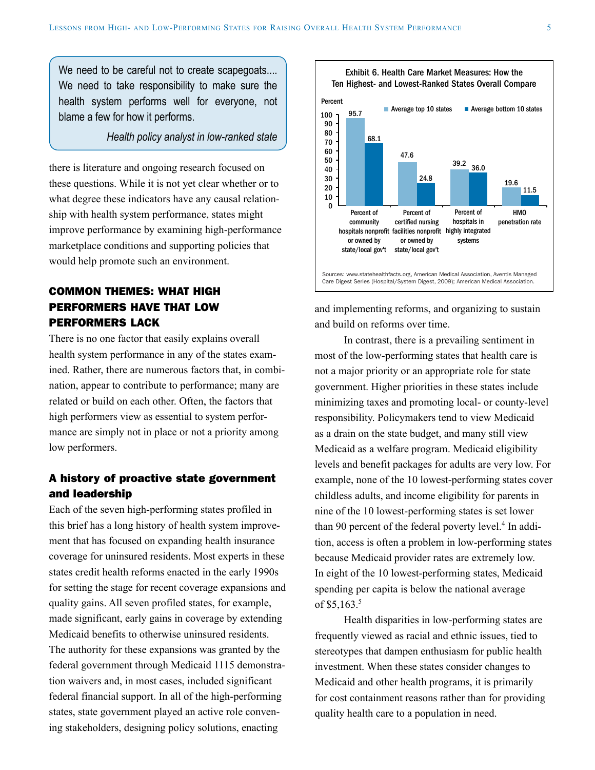> We need to be careful not to create scapegoats.... We need to take responsibility to make sure the health system performs well for everyone, not blame a few for how it performs.
>
> *Health policy analyst in low-ranked state*

there is literature and ongoing research focused on these questions. While it is not yet clear whether or to what degree these indicators have any causal relationship with health system performance, states might improve performance by examining high-performance marketplace conditions and supporting policies that would help promote such an environment.

**Exhibit 6. Health Care Market Measures: How the Ten Highest- and Lowest-Ranked States Overall Compare**

| Percent | Average top 10 states | Average bottom 10 states |
|---|---|---|
| Percent of community hospitals nonprofit or owned by state/local gov't | 95.7 | 68.1 |
| Percent of certified nursing facilities nonprofit or owned by state/local gov't | 47.6 | 24.8 |
| Percent of hospitals in highly integrated systems | 39.2 | 36.0 |
| HMO penetration rate | 19.6 | 11.5 |

Sources: www.statehealthfacts.org, American Medical Association, Aventis Managed Care Digest Series (Hospital/System Digest, 2009); American Medical Association.

## COMMON THEMES: WHAT HIGH PERFORMERS HAVE THAT LOW PERFORMERS LACK

There is no one factor that easily explains overall health system performance in any of the states examined. Rather, there are numerous factors that, in combination, appear to contribute to performance; many are related or build on each other. Often, the factors that high performers view as essential to system performance are simply not in place or not a priority among low performers.

### A history of proactive state government and leadership

Each of the seven high-performing states profiled in this brief has a long history of health system improvement that has focused on expanding health insurance coverage for uninsured residents. Most experts in these states credit health reforms enacted in the early 1990s for setting the stage for recent coverage expansions and quality gains. All seven profiled states, for example, made significant, early gains in coverage by extending Medicaid benefits to otherwise uninsured residents. The authority for these expansions was granted by the federal government through Medicaid 1115 demonstration waivers and, in most cases, included significant federal financial support. In all of the high-performing states, state government played an active role convening stakeholders, designing policy solutions, enacting and implementing reforms, and organizing to sustain and build on reforms over time.

In contrast, there is a prevailing sentiment in most of the low-performing states that health care is not a major priority or an appropriate role for state government. Higher priorities in these states include minimizing taxes and promoting local- or county-level responsibility. Policymakers tend to view Medicaid as a drain on the state budget, and many still view Medicaid as a welfare program. Medicaid eligibility levels and benefit packages for adults are very low. For example, none of the 10 lowest-performing states cover childless adults, and income eligibility for parents in nine of the 10 lowest-performing states is set lower than 90 percent of the federal poverty level.[4] In addition, access is often a problem in low-performing states because Medicaid provider rates are extremely low. In eight of the 10 lowest-performing states, Medicaid spending per capita is below the national average of $5,163.[5]

Health disparities in low-performing states are frequently viewed as racial and ethnic issues, tied to stereotypes that dampen enthusiasm for public health investment. When these states consider changes to Medicaid and other health programs, it is primarily for cost containment reasons rather than for providing quality health care to a population in need.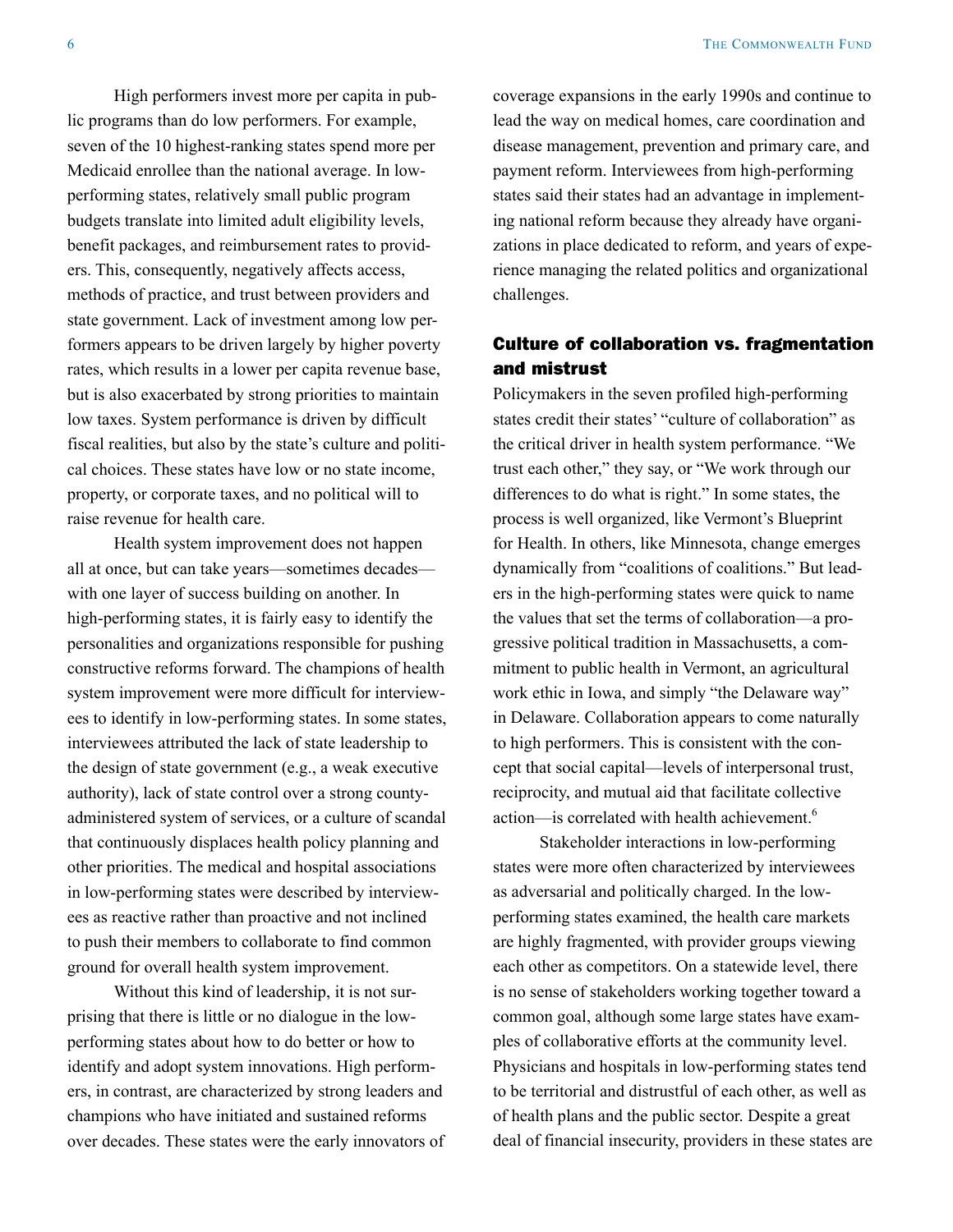High performers invest more per capita in public programs than do low performers. For example, seven of the 10 highest-ranking states spend more per Medicaid enrollee than the national average. In low-performing states, relatively small public program budgets translate into limited adult eligibility levels, benefit packages, and reimbursement rates to providers. This, consequently, negatively affects access, methods of practice, and trust between providers and state government. Lack of investment among low performers appears to be driven largely by higher poverty rates, which results in a lower per capita revenue base, but is also exacerbated by strong priorities to maintain low taxes. System performance is driven by difficult fiscal realities, but also by the state's culture and political choices. These states have low or no state income, property, or corporate taxes, and no political will to raise revenue for health care.

Health system improvement does not happen all at once, but can take years—sometimes decades—with one layer of success building on another. In high-performing states, it is fairly easy to identify the personalities and organizations responsible for pushing constructive reforms forward. The champions of health system improvement were more difficult for interviewees to identify in low-performing states. In some states, interviewees attributed the lack of state leadership to the design of state government (e.g., a weak executive authority), lack of state control over a strong county-administered system of services, or a culture of scandal that continuously displaces health policy planning and other priorities. The medical and hospital associations in low-performing states were described by interviewees as reactive rather than proactive and not inclined to push their members to collaborate to find common ground for overall health system improvement.

Without this kind of leadership, it is not surprising that there is little or no dialogue in the low-performing states about how to do better or how to identify and adopt system innovations. High performers, in contrast, are characterized by strong leaders and champions who have initiated and sustained reforms over decades. These states were the early innovators of coverage expansions in the early 1990s and continue to lead the way on medical homes, care coordination and disease management, prevention and primary care, and payment reform. Interviewees from high-performing states said their states had an advantage in implementing national reform because they already have organizations in place dedicated to reform, and years of experience managing the related politics and organizational challenges.

## Culture of collaboration vs. fragmentation and mistrust

Policymakers in the seven profiled high-performing states credit their states' "culture of collaboration" as the critical driver in health system performance. "We trust each other," they say, or "We work through our differences to do what is right." In some states, the process is well organized, like Vermont's Blueprint for Health. In others, like Minnesota, change emerges dynamically from "coalitions of coalitions." But leaders in the high-performing states were quick to name the values that set the terms of collaboration—a progressive political tradition in Massachusetts, a commitment to public health in Vermont, an agricultural work ethic in Iowa, and simply "the Delaware way" in Delaware. Collaboration appears to come naturally to high performers. This is consistent with the concept that social capital—levels of interpersonal trust, reciprocity, and mutual aid that facilitate collective action—is correlated with health achievement.[6]

Stakeholder interactions in low-performing states were more often characterized by interviewees as adversarial and politically charged. In the low-performing states examined, the health care markets are highly fragmented, with provider groups viewing each other as competitors. On a statewide level, there is no sense of stakeholders working together toward a common goal, although some large states have examples of collaborative efforts at the community level. Physicians and hospitals in low-performing states tend to be territorial and distrustful of each other, as well as of health plans and the public sector. Despite a great deal of financial insecurity, providers in these states are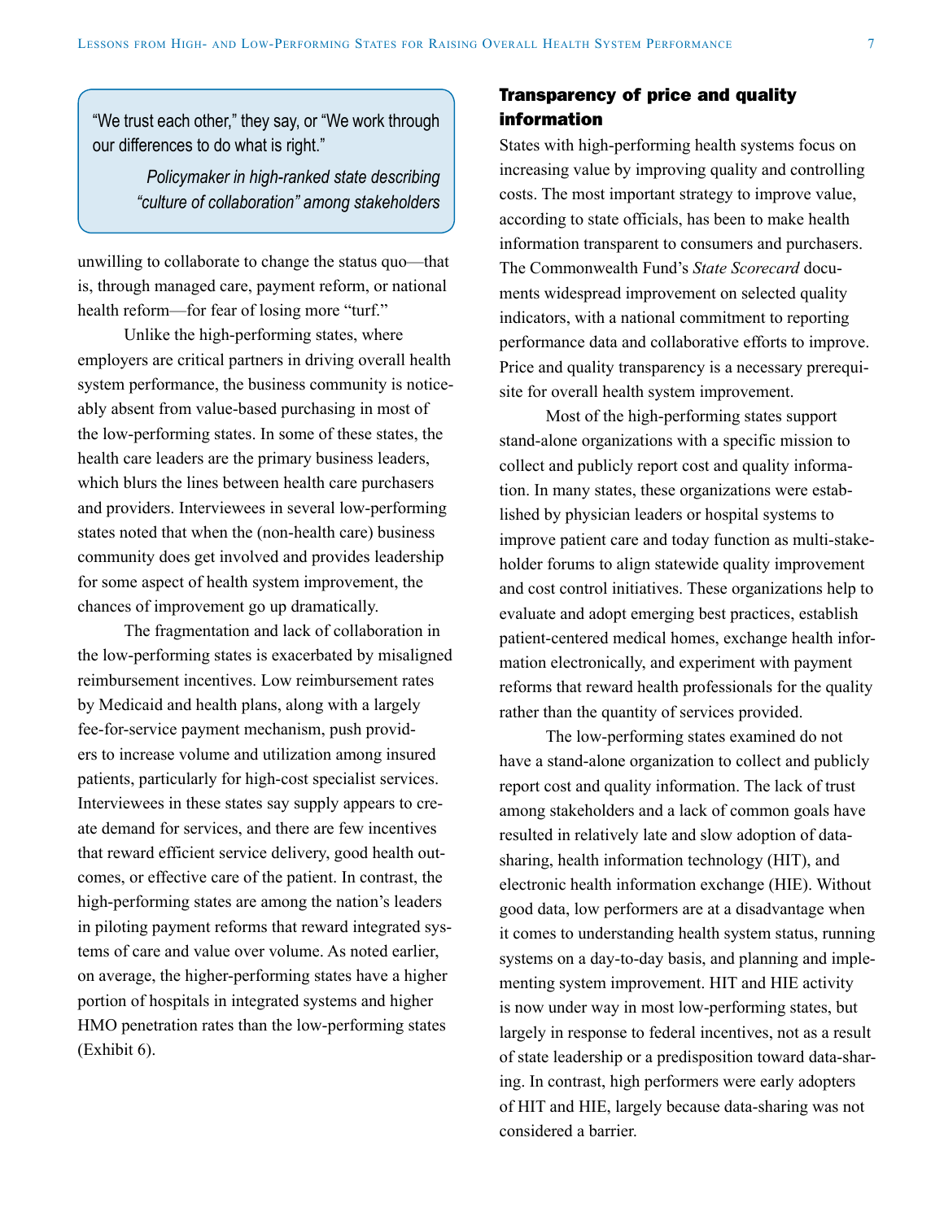> "We trust each other," they say, or "We work through our differences to do what is right."
>
> *Policymaker in high-ranked state describing "culture of collaboration" among stakeholders*

unwilling to collaborate to change the status quo—that is, through managed care, payment reform, or national health reform—for fear of losing more "turf."

Unlike the high-performing states, where employers are critical partners in driving overall health system performance, the business community is noticeably absent from value-based purchasing in most of the low-performing states. In some of these states, the health care leaders are the primary business leaders, which blurs the lines between health care purchasers and providers. Interviewees in several low-performing states noted that when the (non-health care) business community does get involved and provides leadership for some aspect of health system improvement, the chances of improvement go up dramatically.

The fragmentation and lack of collaboration in the low-performing states is exacerbated by misaligned reimbursement incentives. Low reimbursement rates by Medicaid and health plans, along with a largely fee-for-service payment mechanism, push providers to increase volume and utilization among insured patients, particularly for high-cost specialist services. Interviewees in these states say supply appears to create demand for services, and there are few incentives that reward efficient service delivery, good health outcomes, or effective care of the patient. In contrast, the high-performing states are among the nation's leaders in piloting payment reforms that reward integrated systems of care and value over volume. As noted earlier, on average, the higher-performing states have a higher portion of hospitals in integrated systems and higher HMO penetration rates than the low-performing states (Exhibit 6).

## Transparency of price and quality information

States with high-performing health systems focus on increasing value by improving quality and controlling costs. The most important strategy to improve value, according to state officials, has been to make health information transparent to consumers and purchasers. The Commonwealth Fund's *State Scorecard* documents widespread improvement on selected quality indicators, with a national commitment to reporting performance data and collaborative efforts to improve. Price and quality transparency is a necessary prerequisite for overall health system improvement.

Most of the high-performing states support stand-alone organizations with a specific mission to collect and publicly report cost and quality information. In many states, these organizations were established by physician leaders or hospital systems to improve patient care and today function as multi-stakeholder forums to align statewide quality improvement and cost control initiatives. These organizations help to evaluate and adopt emerging best practices, establish patient-centered medical homes, exchange health information electronically, and experiment with payment reforms that reward health professionals for the quality rather than the quantity of services provided.

The low-performing states examined do not have a stand-alone organization to collect and publicly report cost and quality information. The lack of trust among stakeholders and a lack of common goals have resulted in relatively late and slow adoption of data-sharing, health information technology (HIT), and electronic health information exchange (HIE). Without good data, low performers are at a disadvantage when it comes to understanding health system status, running systems on a day-to-day basis, and planning and implementing system improvement. HIT and HIE activity is now under way in most low-performing states, but largely in response to federal incentives, not as a result of state leadership or a predisposition toward data-sharing. In contrast, high performers were early adopters of HIT and HIE, largely because data-sharing was not considered a barrier.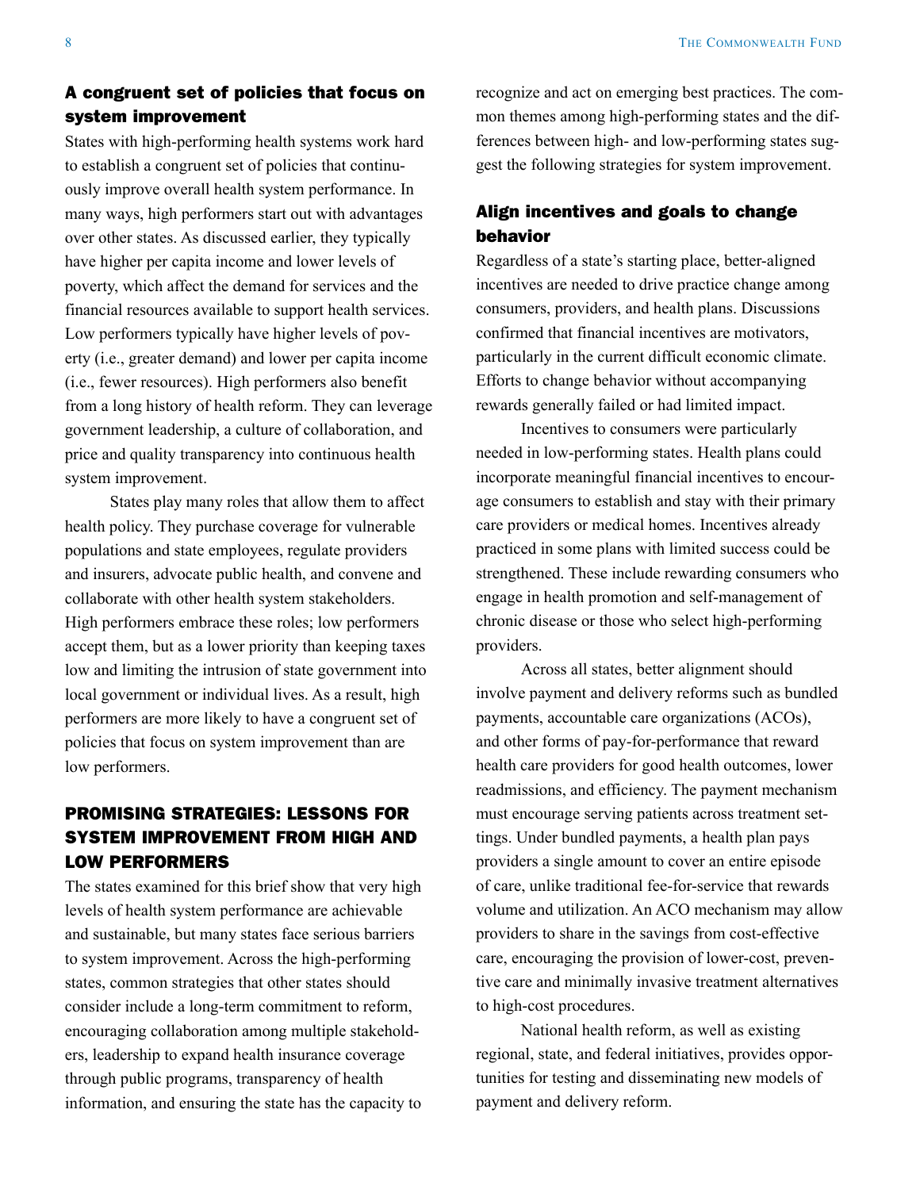### A congruent set of policies that focus on system improvement

States with high-performing health systems work hard to establish a congruent set of policies that continuously improve overall health system performance. In many ways, high performers start out with advantages over other states. As discussed earlier, they typically have higher per capita income and lower levels of poverty, which affect the demand for services and the financial resources available to support health services. Low performers typically have higher levels of poverty (i.e., greater demand) and lower per capita income (i.e., fewer resources). High performers also benefit from a long history of health reform. They can leverage government leadership, a culture of collaboration, and price and quality transparency into continuous health system improvement.

States play many roles that allow them to affect health policy. They purchase coverage for vulnerable populations and state employees, regulate providers and insurers, advocate public health, and convene and collaborate with other health system stakeholders. High performers embrace these roles; low performers accept them, but as a lower priority than keeping taxes low and limiting the intrusion of state government into local government or individual lives. As a result, high performers are more likely to have a congruent set of policies that focus on system improvement than are low performers.

## PROMISING STRATEGIES: LESSONS FOR SYSTEM IMPROVEMENT FROM HIGH AND LOW PERFORMERS

The states examined for this brief show that very high levels of health system performance are achievable and sustainable, but many states face serious barriers to system improvement. Across the high-performing states, common strategies that other states should consider include a long-term commitment to reform, encouraging collaboration among multiple stakeholders, leadership to expand health insurance coverage through public programs, transparency of health information, and ensuring the state has the capacity to recognize and act on emerging best practices. The common themes among high-performing states and the differences between high- and low-performing states suggest the following strategies for system improvement.

### Align incentives and goals to change behavior

Regardless of a state's starting place, better-aligned incentives are needed to drive practice change among consumers, providers, and health plans. Discussions confirmed that financial incentives are motivators, particularly in the current difficult economic climate. Efforts to change behavior without accompanying rewards generally failed or had limited impact.

Incentives to consumers were particularly needed in low-performing states. Health plans could incorporate meaningful financial incentives to encourage consumers to establish and stay with their primary care providers or medical homes. Incentives already practiced in some plans with limited success could be strengthened. These include rewarding consumers who engage in health promotion and self-management of chronic disease or those who select high-performing providers.

Across all states, better alignment should involve payment and delivery reforms such as bundled payments, accountable care organizations (ACOs), and other forms of pay-for-performance that reward health care providers for good health outcomes, lower readmissions, and efficiency. The payment mechanism must encourage serving patients across treatment settings. Under bundled payments, a health plan pays providers a single amount to cover an entire episode of care, unlike traditional fee-for-service that rewards volume and utilization. An ACO mechanism may allow providers to share in the savings from cost-effective care, encouraging the provision of lower-cost, preventive care and minimally invasive treatment alternatives to high-cost procedures.

National health reform, as well as existing regional, state, and federal initiatives, provides opportunities for testing and disseminating new models of payment and delivery reform.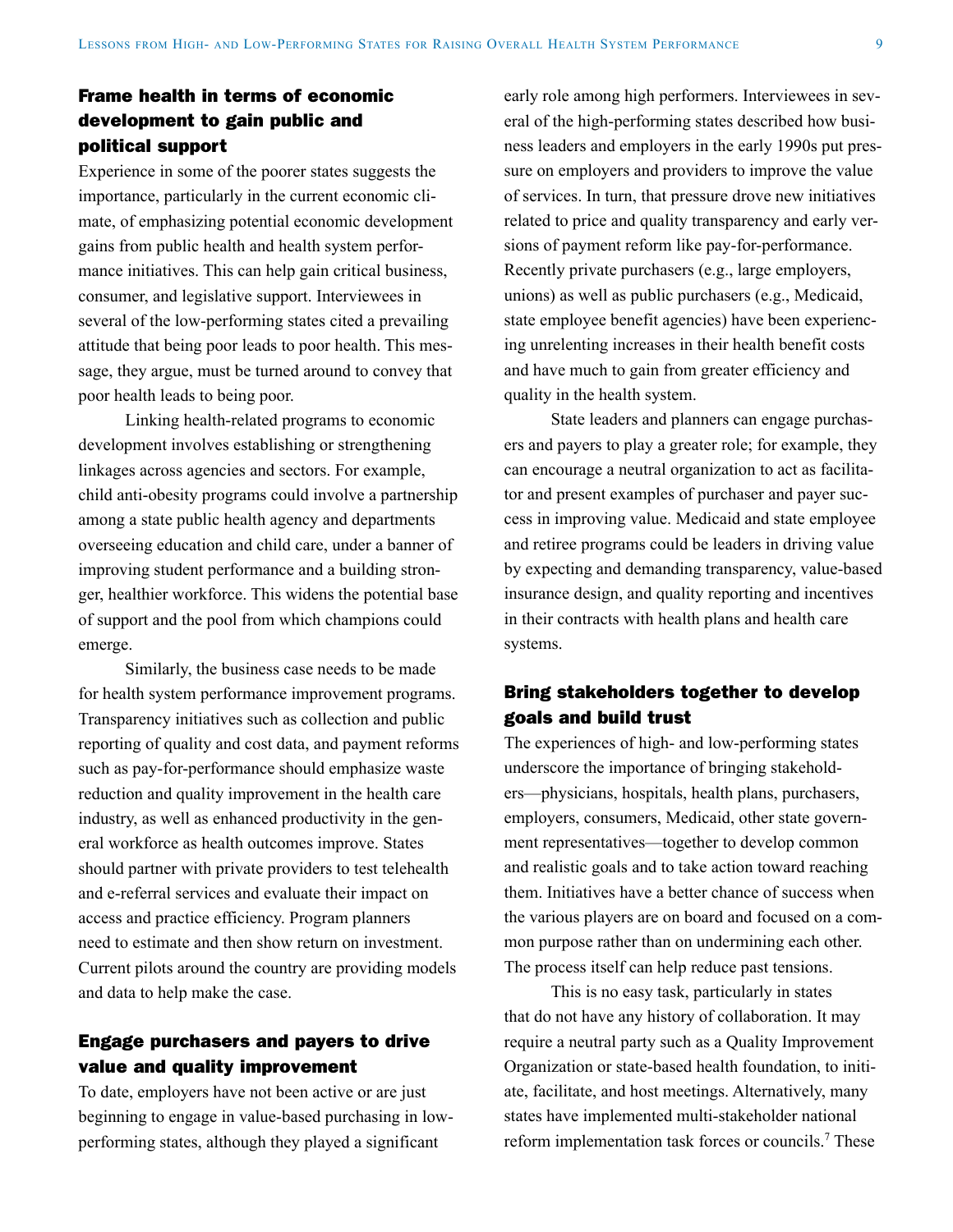### Frame health in terms of economic development to gain public and political support

Experience in some of the poorer states suggests the importance, particularly in the current economic climate, of emphasizing potential economic development gains from public health and health system performance initiatives. This can help gain critical business, consumer, and legislative support. Interviewees in several of the low-performing states cited a prevailing attitude that being poor leads to poor health. This message, they argue, must be turned around to convey that poor health leads to being poor.

Linking health-related programs to economic development involves establishing or strengthening linkages across agencies and sectors. For example, child anti-obesity programs could involve a partnership among a state public health agency and departments overseeing education and child care, under a banner of improving student performance and a building stronger, healthier workforce. This widens the potential base of support and the pool from which champions could emerge.

Similarly, the business case needs to be made for health system performance improvement programs. Transparency initiatives such as collection and public reporting of quality and cost data, and payment reforms such as pay-for-performance should emphasize waste reduction and quality improvement in the health care industry, as well as enhanced productivity in the general workforce as health outcomes improve. States should partner with private providers to test telehealth and e-referral services and evaluate their impact on access and practice efficiency. Program planners need to estimate and then show return on investment. Current pilots around the country are providing models and data to help make the case.

### Engage purchasers and payers to drive value and quality improvement

To date, employers have not been active or are just beginning to engage in value-based purchasing in low-performing states, although they played a significant early role among high performers. Interviewees in several of the high-performing states described how business leaders and employers in the early 1990s put pressure on employers and providers to improve the value of services. In turn, that pressure drove new initiatives related to price and quality transparency and early versions of payment reform like pay-for-performance. Recently private purchasers (e.g., large employers, unions) as well as public purchasers (e.g., Medicaid, state employee benefit agencies) have been experiencing unrelenting increases in their health benefit costs and have much to gain from greater efficiency and quality in the health system.

State leaders and planners can engage purchasers and payers to play a greater role; for example, they can encourage a neutral organization to act as facilitator and present examples of purchaser and payer success in improving value. Medicaid and state employee and retiree programs could be leaders in driving value by expecting and demanding transparency, value-based insurance design, and quality reporting and incentives in their contracts with health plans and health care systems.

### Bring stakeholders together to develop goals and build trust

The experiences of high- and low-performing states underscore the importance of bringing stakeholders—physicians, hospitals, health plans, purchasers, employers, consumers, Medicaid, other state government representatives—together to develop common and realistic goals and to take action toward reaching them. Initiatives have a better chance of success when the various players are on board and focused on a common purpose rather than on undermining each other. The process itself can help reduce past tensions.

This is no easy task, particularly in states that do not have any history of collaboration. It may require a neutral party such as a Quality Improvement Organization or state-based health foundation, to initiate, facilitate, and host meetings. Alternatively, many states have implemented multi-stakeholder national reform implementation task forces or councils.[7] These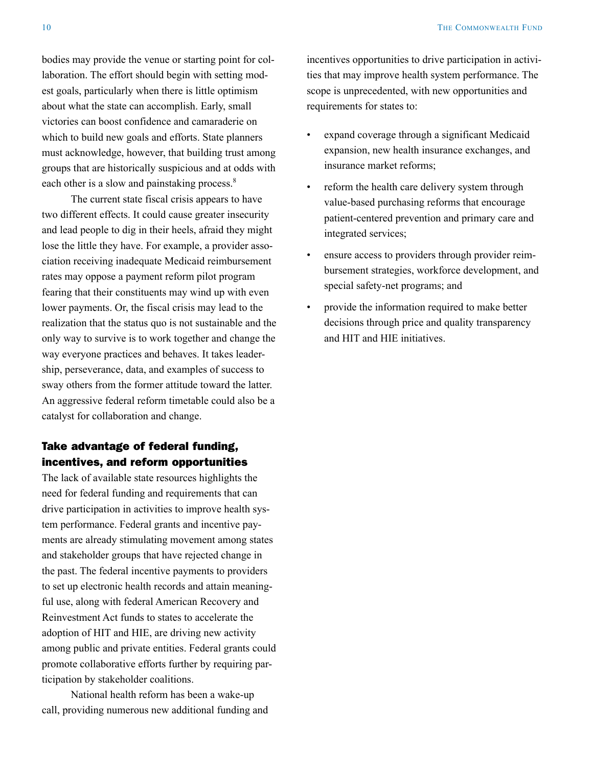bodies may provide the venue or starting point for collaboration. The effort should begin with setting modest goals, particularly when there is little optimism about what the state can accomplish. Early, small victories can boost confidence and camaraderie on which to build new goals and efforts. State planners must acknowledge, however, that building trust among groups that are historically suspicious and at odds with each other is a slow and painstaking process.[8]

The current state fiscal crisis appears to have two different effects. It could cause greater insecurity and lead people to dig in their heels, afraid they might lose the little they have. For example, a provider association receiving inadequate Medicaid reimbursement rates may oppose a payment reform pilot program fearing that their constituents may wind up with even lower payments. Or, the fiscal crisis may lead to the realization that the status quo is not sustainable and the only way to survive is to work together and change the way everyone practices and behaves. It takes leadership, perseverance, data, and examples of success to sway others from the former attitude toward the latter. An aggressive federal reform timetable could also be a catalyst for collaboration and change.

### Take advantage of federal funding, incentives, and reform opportunities

The lack of available state resources highlights the need for federal funding and requirements that can drive participation in activities to improve health system performance. Federal grants and incentive payments are already stimulating movement among states and stakeholder groups that have rejected change in the past. The federal incentive payments to providers to set up electronic health records and attain meaningful use, along with federal American Recovery and Reinvestment Act funds to states to accelerate the adoption of HIT and HIE, are driving new activity among public and private entities. Federal grants could promote collaborative efforts further by requiring participation by stakeholder coalitions.

National health reform has been a wake-up call, providing numerous new additional funding and incentives opportunities to drive participation in activities that may improve health system performance. The scope is unprecedented, with new opportunities and requirements for states to:

- expand coverage through a significant Medicaid expansion, new health insurance exchanges, and insurance market reforms;
- reform the health care delivery system through value-based purchasing reforms that encourage patient-centered prevention and primary care and integrated services;
- ensure access to providers through provider reimbursement strategies, workforce development, and special safety-net programs; and
- provide the information required to make better decisions through price and quality transparency and HIT and HIE initiatives.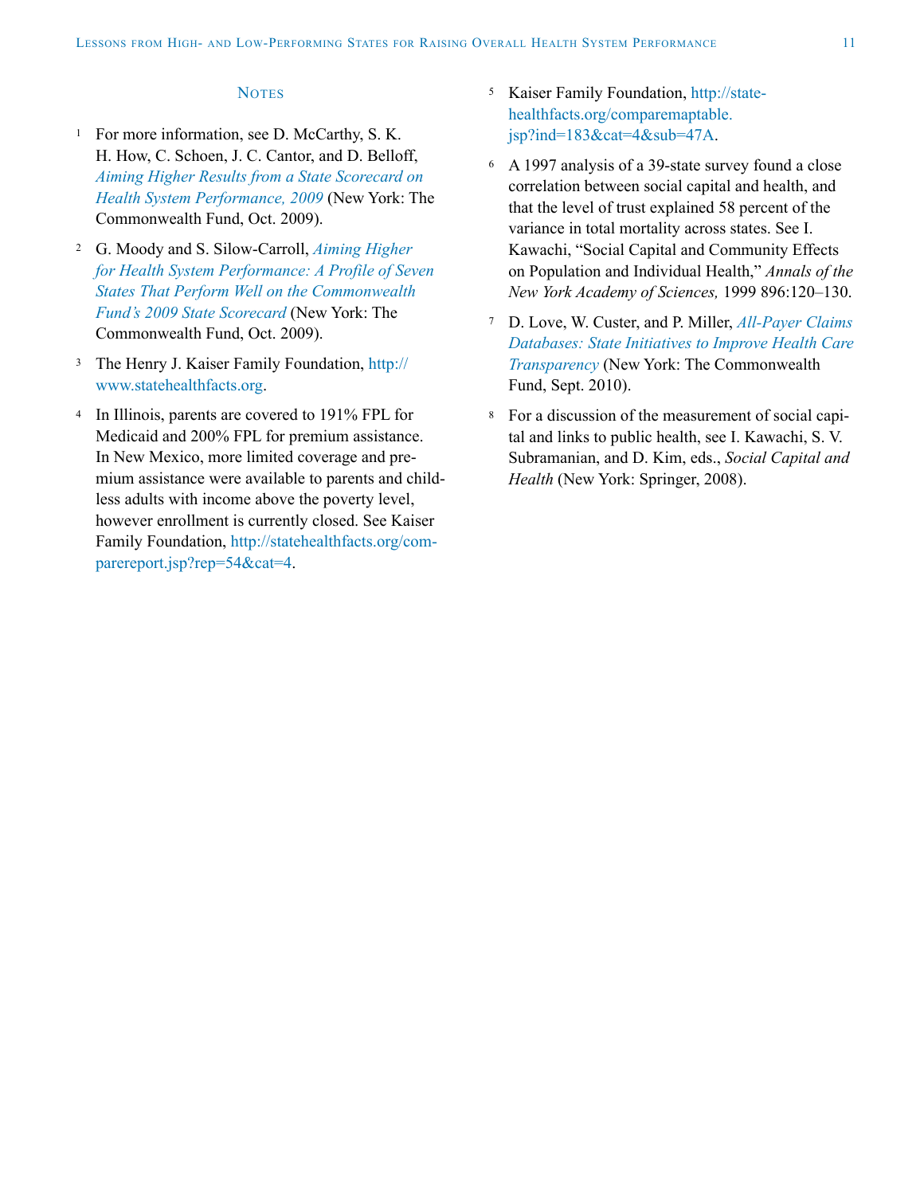## Notes

1. For more information, see D. McCarthy, S. K. H. How, C. Schoen, J. C. Cantor, and D. Belloff, *Aiming Higher Results from a State Scorecard on Health System Performance, 2009* (New York: The Commonwealth Fund, Oct. 2009).

2. G. Moody and S. Silow-Carroll, *Aiming Higher for Health System Performance: A Profile of Seven States That Perform Well on the Commonwealth Fund's 2009 State Scorecard* (New York: The Commonwealth Fund, Oct. 2009).

3. The Henry J. Kaiser Family Foundation, http://www.statehealthfacts.org.

4. In Illinois, parents are covered to 191% FPL for Medicaid and 200% FPL for premium assistance. In New Mexico, more limited coverage and premium assistance were available to parents and childless adults with income above the poverty level, however enrollment is currently closed. See Kaiser Family Foundation, http://statehealthfacts.org/comparereport.jsp?rep=54&cat=4.

5. Kaiser Family Foundation, http://statehealthfacts.org/comparemaptable.jsp?ind=183&cat=4&sub=47A.

6. A 1997 analysis of a 39-state survey found a close correlation between social capital and health, and that the level of trust explained 58 percent of the variance in total mortality across states. See I. Kawachi, "Social Capital and Community Effects on Population and Individual Health," *Annals of the New York Academy of Sciences,* 1999 896:120–130.

7. D. Love, W. Custer, and P. Miller, *All-Payer Claims Databases: State Initiatives to Improve Health Care Transparency* (New York: The Commonwealth Fund, Sept. 2010).

8. For a discussion of the measurement of social capital and links to public health, see I. Kawachi, S. V. Subramanian, and D. Kim, eds., *Social Capital and Health* (New York: Springer, 2008).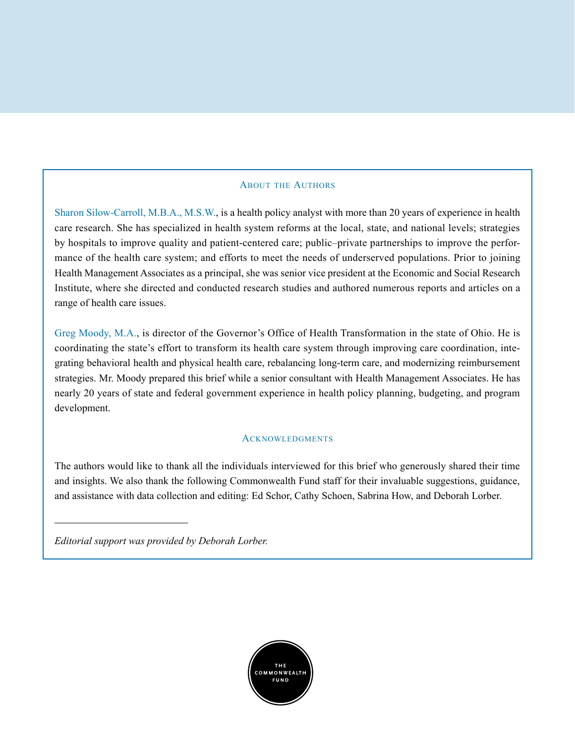## About the Authors

Sharon Silow-Carroll, M.B.A., M.S.W., is a health policy analyst with more than 20 years of experience in health care research. She has specialized in health system reforms at the local, state, and national levels; strategies by hospitals to improve quality and patient-centered care; public–private partnerships to improve the performance of the health care system; and efforts to meet the needs of underserved populations. Prior to joining Health Management Associates as a principal, she was senior vice president at the Economic and Social Research Institute, where she directed and conducted research studies and authored numerous reports and articles on a range of health care issues.

Greg Moody, M.A., is director of the Governor's Office of Health Transformation in the state of Ohio. He is coordinating the state's effort to transform its health care system through improving care coordination, integrating behavioral health and physical health care, rebalancing long-term care, and modernizing reimbursement strategies. Mr. Moody prepared this brief while a senior consultant with Health Management Associates. He has nearly 20 years of state and federal government experience in health policy planning, budgeting, and program development.

## Acknowledgments

The authors would like to thank all the individuals interviewed for this brief who generously shared their time and insights. We also thank the following Commonwealth Fund staff for their invaluable suggestions, guidance, and assistance with data collection and editing: Ed Schor, Cathy Schoen, Sabrina How, and Deborah Lorber.

---

*Editorial support was provided by Deborah Lorber.*

THE COMMONWEALTH FUND